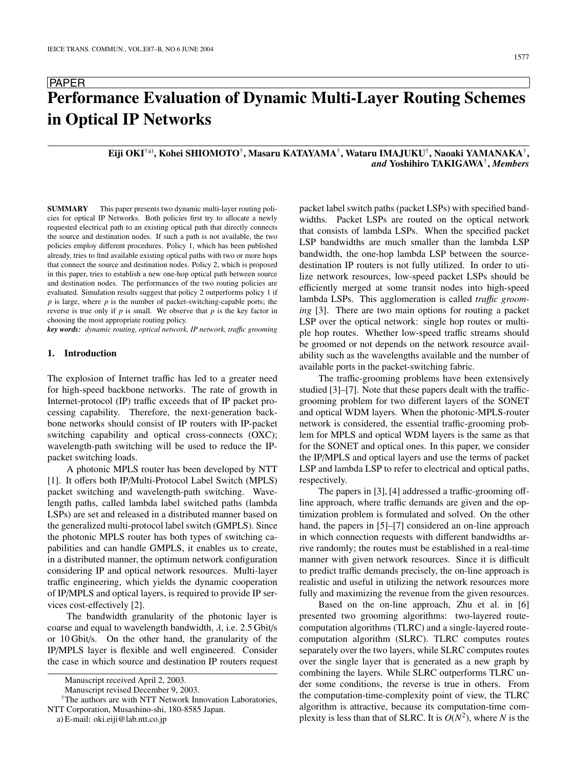PAPER

# Performance Evaluation of Dynamic Multi-Layer Routing Schemes in Optical IP Networks

**Eiji OKI**[†a)], **Kohei SHIOMOTO**[†], **Masaru KATAYAMA**[†], **Wataru IMAJUKU**[†], **Naoaki YAMANAKA**[†], *and* **Yoshihiro TAKIGAWA**[†], *Members*

**SUMMARY** This paper presents two dynamic multi-layer routing policies for optical IP Networks. Both policies first try to allocate a newly requested electrical path to an existing optical path that directly connects the source and destination nodes. If such a path is not available, the two policies employ different procedures. Policy 1, which has been published already, tries to find available existing optical paths with two or more hops that connect the source and destination nodes. Policy 2, which is proposed in this paper, tries to establish a new one-hop optical path between source and destination nodes. The performances of the two routing policies are evaluated. Simulation results suggest that policy 2 outperforms policy 1 if $p$ is large, where $p$ is the number of packet-switching-capable ports; the reverse is true only if $p$ is small. We observe that $p$ is the key factor in choosing the most appropriate routing policy.

***key words:*** *dynamic routing, optical network, IP network, traffic grooming*

## 1. Introduction

The explosion of Internet traffic has led to a greater need for high-speed backbone networks. The rate of growth in Internet-protocol (IP) traffic exceeds that of IP packet processing capability. Therefore, the next-generation backbone networks should consist of IP routers with IP-packet switching capability and optical cross-connects (OXC); wavelength-path switching will be used to reduce the IP-packet switching loads.

A photonic MPLS router has been developed by NTT [1]. It offers both IP/Multi-Protocol Label Switch (MPLS) packet switching and wavelength-path switching. Wavelength paths, called lambda label switched paths (lambda LSPs) are set and released in a distributed manner based on the generalized multi-protocol label switch (GMPLS). Since the photonic MPLS router has both types of switching capabilities and can handle GMPLS, it enables us to create, in a distributed manner, the optimum network configuration considering IP and optical network resources. Multi-layer traffic engineering, which yields the dynamic cooperation of IP/MPLS and optical layers, is required to provide IP services cost-effectively [2].

The bandwidth granularity of the photonic layer is coarse and equal to wavelength bandwidth, $\lambda$, i.e. 2.5 Gbit/s or 10 Gbit/s. On the other hand, the granularity of the IP/MPLS layer is flexible and well engineered. Consider the case in which source and destination IP routers request packet label switch paths (packet LSPs) with specified bandwidths. Packet LSPs are routed on the optical network that consists of lambda LSPs. When the specified packet LSP bandwidths are much smaller than the lambda LSP bandwidth, the one-hop lambda LSP between the source-destination IP routers is not fully utilized. In order to utilize network resources, low-speed packet LSPs should be efficiently merged at some transit nodes into high-speed lambda LSPs. This agglomeration is called *traffic grooming* [3]. There are two main options for routing a packet LSP over the optical network: single hop routes or multiple hop routes. Whether low-speed traffic streams should be groomed or not depends on the network resource availability such as the wavelengths available and the number of available ports in the packet-switching fabric.

The traffic-grooming problems have been extensively studied [3]–[7]. Note that these papers dealt with the traffic-grooming problem for two different layers of the SONET and optical WDM layers. When the photonic-MPLS-router network is considered, the essential traffic-grooming problem for MPLS and optical WDM layers is the same as that for the SONET and optical ones. In this paper, we consider the IP/MPLS and optical layers and use the terms of packet LSP and lambda LSP to refer to electrical and optical paths, respectively.

The papers in [3], [4] addressed a traffic-grooming off-line approach, where traffic demands are given and the optimization problem is formulated and solved. On the other hand, the papers in [5]–[7] considered an on-line approach in which connection requests with different bandwidths arrive randomly; the routes must be established in a real-time manner with given network resources. Since it is difficult to predict traffic demands precisely, the on-line approach is realistic and useful in utilizing the network resources more fully and maximizing the revenue from the given resources.

Based on the on-line approach, Zhu et al. in [6] presented two grooming algorithms: two-layered route-computation algorithms (TLRC) and a single-layered route-computation algorithm (SLRC). TLRC computes routes separately over the two layers, while SLRC computes routes over the single layer that is generated as a new graph by combining the layers. While SLRC outperforms TLRC under some conditions, the reverse is true in others. From the computation-time-complexity point of view, the TLRC algorithm is attractive, because its computation-time complexity is less than that of SLRC. It is $O(N^2)$, where $N$ is the

Manuscript received April 2, 2003.

Manuscript revised December 9, 2003.

[†]The authors are with NTT Network Innovation Laboratories, NTT Corporation, Musashino-shi, 180-8585 Japan.

a) E-mail: oki.eiji@lab.ntt.co.jp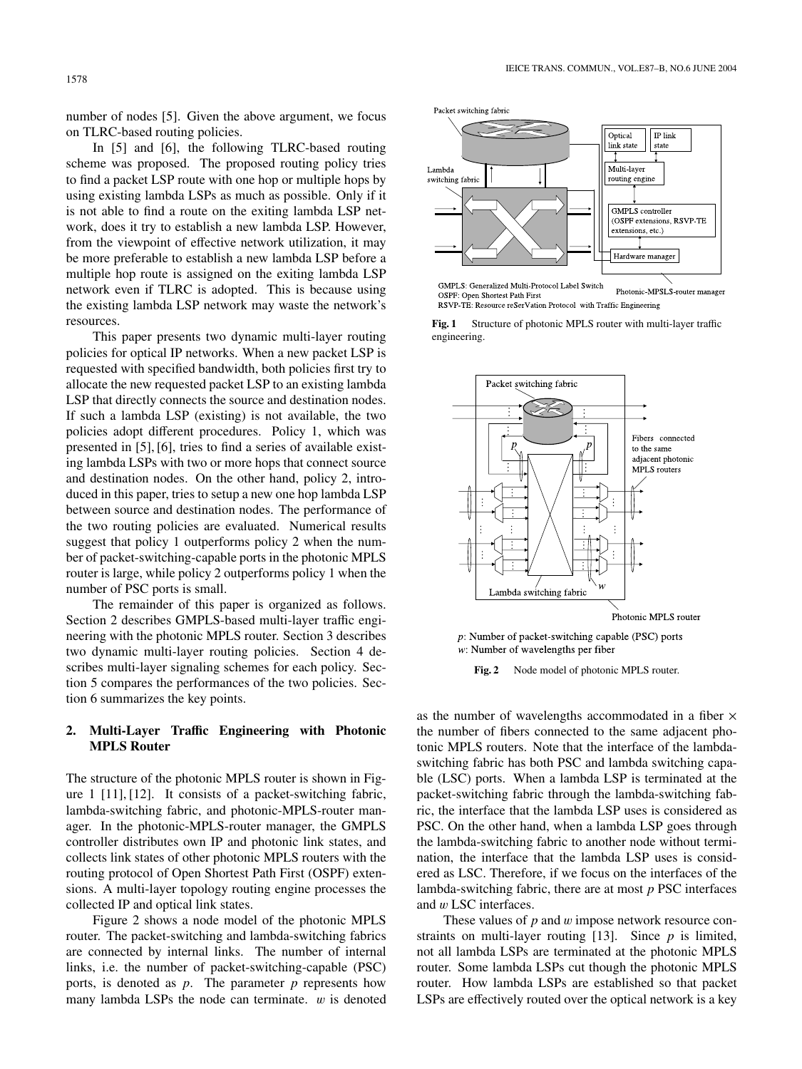number of nodes [5]. Given the above argument, we focus on TLRC-based routing policies.

In [5] and [6], the following TLRC-based routing scheme was proposed. The proposed routing policy tries to find a packet LSP route with one hop or multiple hops by using existing lambda LSPs as much as possible. Only if it is not able to find a route on the exiting lambda LSP network, does it try to establish a new lambda LSP. However, from the viewpoint of effective network utilization, it may be more preferable to establish a new lambda LSP before a multiple hop route is assigned on the exiting lambda LSP network even if TLRC is adopted. This is because using the existing lambda LSP network may waste the network's resources.

This paper presents two dynamic multi-layer routing policies for optical IP networks. When a new packet LSP is requested with specified bandwidth, both policies first try to allocate the new requested packet LSP to an existing lambda LSP that directly connects the source and destination nodes. If such a lambda LSP (existing) is not available, the two policies adopt different procedures. Policy 1, which was presented in [5], [6], tries to find a series of available existing lambda LSPs with two or more hops that connect source and destination nodes. On the other hand, policy 2, introduced in this paper, tries to setup a new one hop lambda LSP between source and destination nodes. The performance of the two routing policies are evaluated. Numerical results suggest that policy 1 outperforms policy 2 when the number of packet-switching-capable ports in the photonic MPLS router is large, while policy 2 outperforms policy 1 when the number of PSC ports is small.

The remainder of this paper is organized as follows. Section 2 describes GMPLS-based multi-layer traffic engineering with the photonic MPLS router. Section 3 describes two dynamic multi-layer routing policies. Section 4 describes multi-layer signaling schemes for each policy. Section 5 compares the performances of the two policies. Section 6 summarizes the key points.

## 2. Multi-Layer Traffic Engineering with Photonic MPLS Router

The structure of the photonic MPLS router is shown in Figure 1 [11], [12]. It consists of a packet-switching fabric, lambda-switching fabric, and photonic-MPLS-router manager. In the photonic-MPLS-router manager, the GMPLS controller distributes own IP and photonic link states, and collects link states of other photonic MPLS routers with the routing protocol of Open Shortest Path First (OSPF) extensions. A multi-layer topology routing engine processes the collected IP and optical link states.

Figure 2 shows a node model of the photonic MPLS router. The packet-switching and lambda-switching fabrics are connected by internal links. The number of internal links, i.e. the number of packet-switching-capable (PSC) ports, is denoted as $p$. The parameter $p$ represents how many lambda LSPs the node can terminate. $w$ is denoted as the number of wavelengths accommodated in a fiber × the number of fibers connected to the same adjacent photonic MPLS routers. Note that the interface of the lambda-switching fabric has both PSC and lambda switching capable (LSC) ports. When a lambda LSP is terminated at the packet-switching fabric through the lambda-switching fabric, the interface that the lambda LSP uses is considered as PSC. On the other hand, when a lambda LSP goes through the lambda-switching fabric to another node without termination, the interface that the lambda LSP uses is considered as LSC. Therefore, if we focus on the interfaces of the lambda-switching fabric, there are at most $p$ PSC interfaces and $w$ LSC interfaces.

These values of $p$ and $w$ impose network resource constraints on multi-layer routing [13]. Since $p$ is limited, not all lambda LSPs are terminated at the photonic MPLS router. Some lambda LSPs cut though the photonic MPLS router. How lambda LSPs are established so that packet LSPs are effectively routed over the optical network is a key

GMPLS: Generalized Multi-Protocol Label Switch
OSPF: Open Shortest Path First
RSVP-TE: Resource reSerVation Protocol with Traffic Engineering

**Fig. 1** Structure of photonic MPLS router with multi-layer traffic engineering.

$p$: Number of packet-switching capable (PSC) ports
$w$: Number of wavelengths per fiber

**Fig. 2** Node model of photonic MPLS router.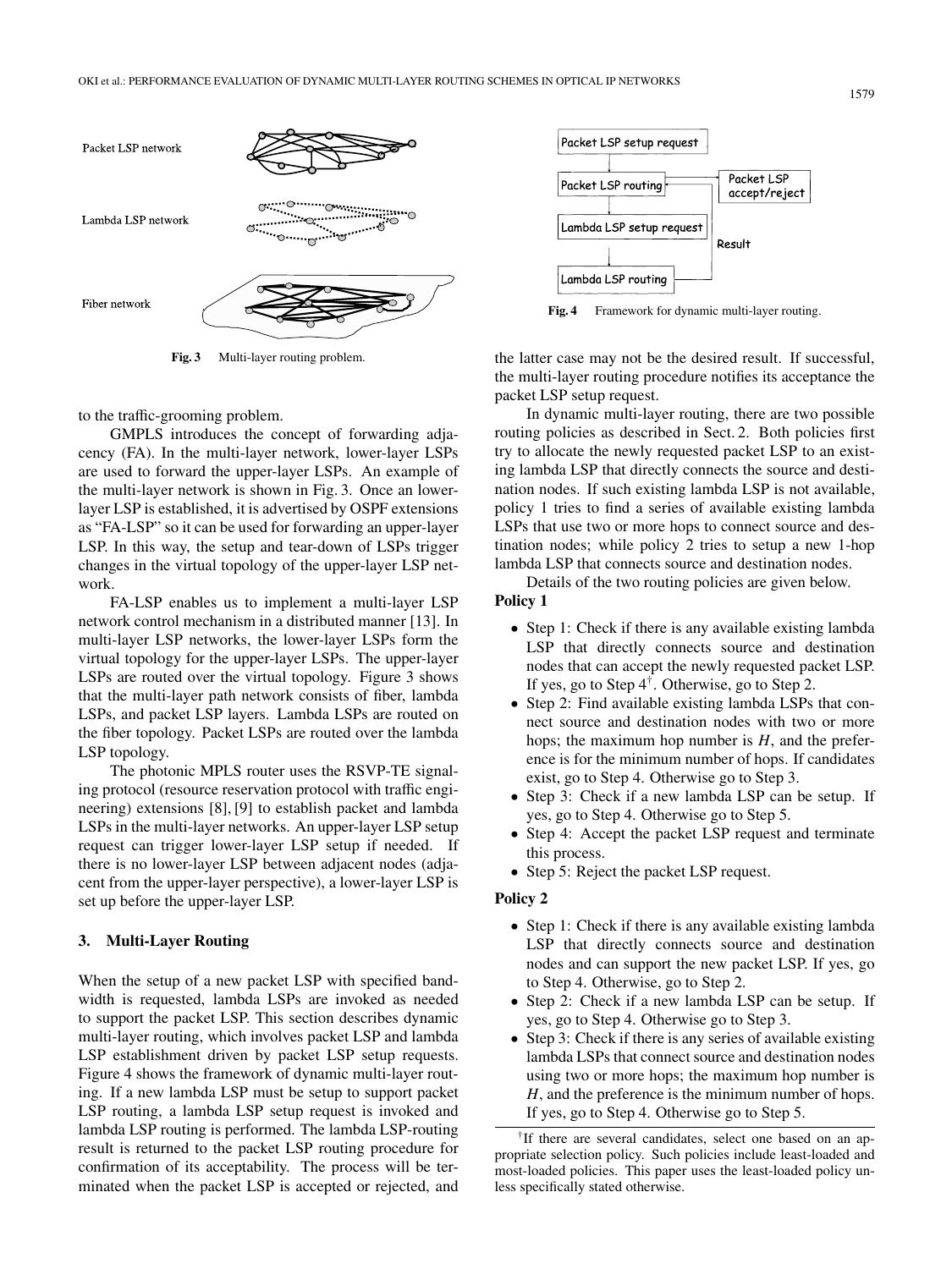Fig. 3 Multi-layer routing problem.

to the traffic-grooming problem.

GMPLS introduces the concept of forwarding adjacency (FA). In the multi-layer network, lower-layer LSPs are used to forward the upper-layer LSPs. An example of the multi-layer network is shown in Fig. 3. Once an lower-layer LSP is established, it is advertised by OSPF extensions as "FA-LSP" so it can be used for forwarding an upper-layer LSP. In this way, the setup and tear-down of LSPs trigger changes in the virtual topology of the upper-layer LSP network.

FA-LSP enables us to implement a multi-layer LSP network control mechanism in a distributed manner [13]. In multi-layer LSP networks, the lower-layer LSPs form the virtual topology for the upper-layer LSPs. The upper-layer LSPs are routed over the virtual topology. Figure 3 shows that the multi-layer path network consists of fiber, lambda LSPs, and packet LSP layers. Lambda LSPs are routed on the fiber topology. Packet LSPs are routed over the lambda LSP topology.

The photonic MPLS router uses the RSVP-TE signaling protocol (resource reservation protocol with traffic engineering) extensions [8], [9] to establish packet and lambda LSPs in the multi-layer networks. An upper-layer LSP setup request can trigger lower-layer LSP setup if needed. If there is no lower-layer LSP between adjacent nodes (adjacent from the upper-layer perspective), a lower-layer LSP is set up before the upper-layer LSP.

## 3. Multi-Layer Routing

When the setup of a new packet LSP with specified bandwidth is requested, lambda LSPs are invoked as needed to support the packet LSP. This section describes dynamic multi-layer routing, which involves packet LSP and lambda LSP establishment driven by packet LSP setup requests. Figure 4 shows the framework of dynamic multi-layer routing. If a new lambda LSP must be setup to support packet LSP routing, a lambda LSP setup request is invoked and lambda LSP routing is performed. The lambda LSP-routing result is returned to the packet LSP routing procedure for confirmation of its acceptability. The process will be terminated when the packet LSP is accepted or rejected, and the latter case may not be the desired result. If successful, the multi-layer routing procedure notifies its acceptance the packet LSP setup request.

Fig. 4 Framework for dynamic multi-layer routing.

In dynamic multi-layer routing, there are two possible routing policies as described in Sect. 2. Both policies first try to allocate the newly requested packet LSP to an existing lambda LSP that directly connects the source and destination nodes. If such existing lambda LSP is not available, policy 1 tries to find a series of available existing lambda LSPs that use two or more hops to connect source and destination nodes; while policy 2 tries to setup a new 1-hop lambda LSP that connects source and destination nodes.

Details of the two routing policies are given below.

**Policy 1**

- Step 1: Check if there is any available existing lambda LSP that directly connects source and destination nodes that can accept the newly requested packet LSP. If yes, go to Step 4[†]. Otherwise, go to Step 2.
- Step 2: Find available existing lambda LSPs that connect source and destination nodes with two or more hops; the maximum hop number is $H$, and the preference is for the minimum number of hops. If candidates exist, go to Step 4. Otherwise go to Step 3.
- Step 3: Check if a new lambda LSP can be setup. If yes, go to Step 4. Otherwise go to Step 5.
- Step 4: Accept the packet LSP request and terminate this process.
- Step 5: Reject the packet LSP request.

**Policy 2**

- Step 1: Check if there is any available existing lambda LSP that directly connects source and destination nodes and can support the new packet LSP. If yes, go to Step 4. Otherwise, go to Step 2.
- Step 2: Check if a new lambda LSP can be setup. If yes, go to Step 4. Otherwise go to Step 3.
- Step 3: Check if there is any series of available existing lambda LSPs that connect source and destination nodes using two or more hops; the maximum hop number is $H$, and the preference is the minimum number of hops. If yes, go to Step 4. Otherwise go to Step 5.

[†]If there are several candidates, select one based on an appropriate selection policy. Such policies include least-loaded and most-loaded policies. This paper uses the least-loaded policy unless specifically stated otherwise.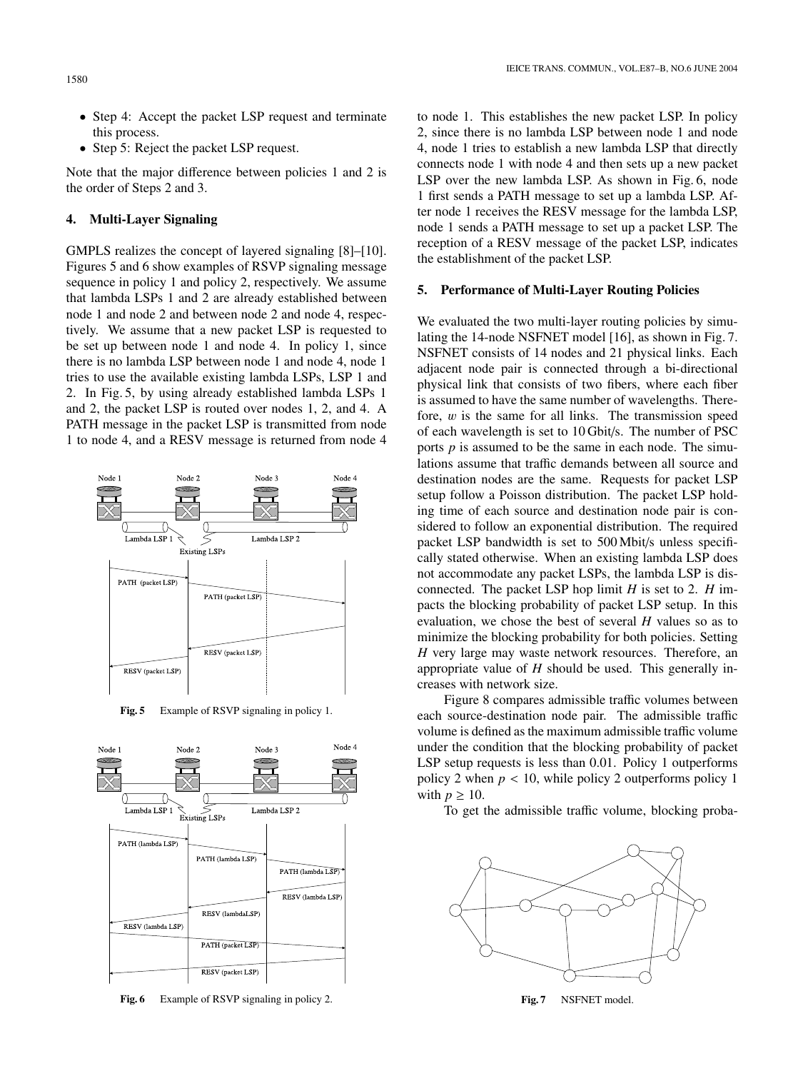- Step 4: Accept the packet LSP request and terminate this process.
- Step 5: Reject the packet LSP request.

Note that the major difference between policies 1 and 2 is the order of Steps 2 and 3.

## 4. Multi-Layer Signaling

GMPLS realizes the concept of layered signaling [8]–[10]. Figures 5 and 6 show examples of RSVP signaling message sequence in policy 1 and policy 2, respectively. We assume that lambda LSPs 1 and 2 are already established between node 1 and node 2 and between node 2 and node 4, respectively. We assume that a new packet LSP is requested to be set up between node 1 and node 4. In policy 1, since there is no lambda LSP between node 1 and node 4, node 1 tries to use the available existing lambda LSPs, LSP 1 and 2. In Fig. 5, by using already established lambda LSPs 1 and 2, the packet LSP is routed over nodes 1, 2, and 4. A PATH message in the packet LSP is transmitted from node 1 to node 4, and a RESV message is returned from node 4

**Fig. 5** Example of RSVP signaling in policy 1.

**Fig. 6** Example of RSVP signaling in policy 2.

to node 1. This establishes the new packet LSP. In policy 2, since there is no lambda LSP between node 1 and node 4, node 1 tries to establish a new lambda LSP that directly connects node 1 with node 4 and then sets up a new packet LSP over the new lambda LSP. As shown in Fig. 6, node 1 first sends a PATH message to set up a lambda LSP. After node 1 receives the RESV message for the lambda LSP, node 1 sends a PATH message to set up a packet LSP. The reception of a RESV message of the packet LSP, indicates the establishment of the packet LSP.

## 5. Performance of Multi-Layer Routing Policies

We evaluated the two multi-layer routing policies by simulating the 14-node NSFNET model [16], as shown in Fig. 7. NSFNET consists of 14 nodes and 21 physical links. Each adjacent node pair is connected through a bi-directional physical link that consists of two fibers, where each fiber is assumed to have the same number of wavelengths. Therefore, $w$ is the same for all links. The transmission speed of each wavelength is set to 10 Gbit/s. The number of PSC ports $p$ is assumed to be the same in each node. The simulations assume that traffic demands between all source and destination nodes are the same. Requests for packet LSP setup follow a Poisson distribution. The packet LSP holding time of each source and destination node pair is considered to follow an exponential distribution. The required packet LSP bandwidth is set to 500 Mbit/s unless specifically stated otherwise. When an existing lambda LSP does not accommodate any packet LSPs, the lambda LSP is disconnected. The packet LSP hop limit $H$ is set to 2. $H$ impacts the blocking probability of packet LSP setup. In this evaluation, we chose the best of several $H$ values so as to minimize the blocking probability for both policies. Setting $H$ very large may waste network resources. Therefore, an appropriate value of $H$ should be used. This generally increases with network size.

Figure 8 compares admissible traffic volumes between each source-destination node pair. The admissible traffic volume is defined as the maximum admissible traffic volume under the condition that the blocking probability of packet LSP setup requests is less than 0.01. Policy 1 outperforms policy 2 when $p < 10$, while policy 2 outperforms policy 1 with $p \geq 10$.

To get the admissible traffic volume, blocking proba-

**Fig. 7** NSFNET model.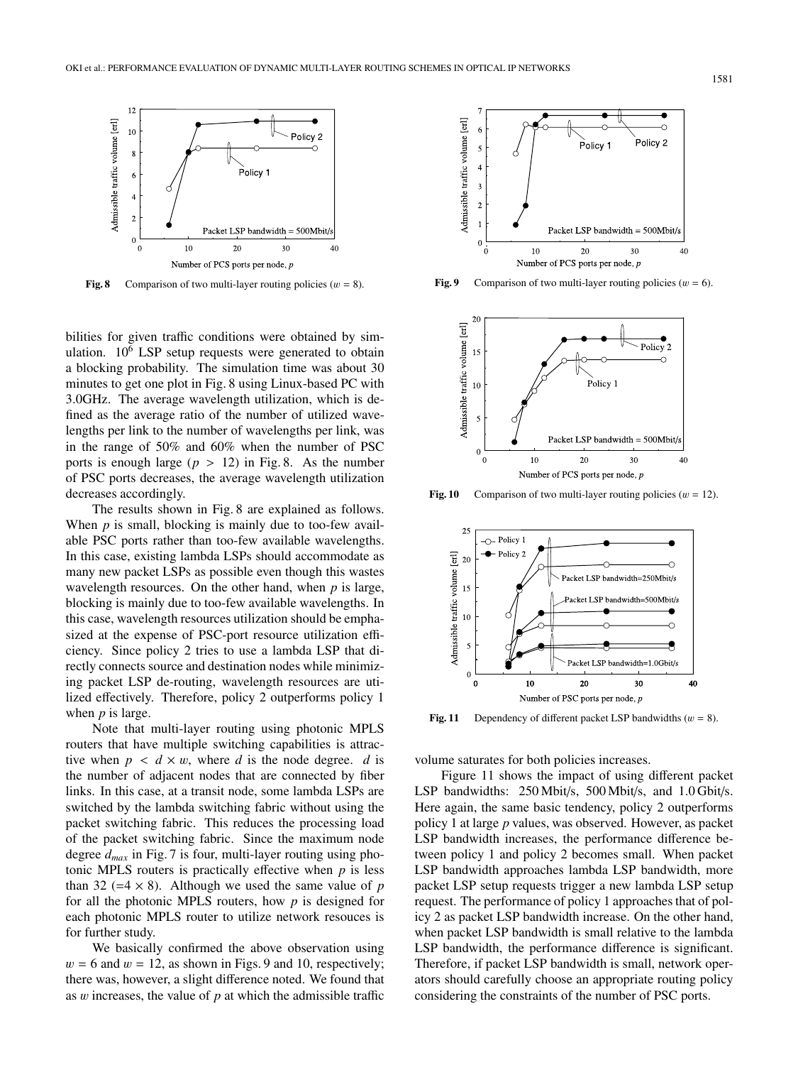Fig. 8  Comparison of two multi-layer routing policies ($w$ = 8).

bilities for given traffic conditions were obtained by simulation. $10^6$ LSP setup requests were generated to obtain a blocking probability. The simulation time was about 30 minutes to get one plot in Fig. 8 using Linux-based PC with 3.0GHz. The average wavelength utilization, which is defined as the average ratio of the number of utilized wavelengths per link to the number of wavelengths per link, was in the range of 50% and 60% when the number of PSC ports is enough large ($p > 12$) in Fig. 8. As the number of PSC ports decreases, the average wavelength utilization decreases accordingly.

The results shown in Fig. 8 are explained as follows. When $p$ is small, blocking is mainly due to too-few available PSC ports rather than too-few available wavelengths. In this case, existing lambda LSPs should accommodate as many new packet LSPs as possible even though this wastes wavelength resources. On the other hand, when $p$ is large, blocking is mainly due to too-few available wavelengths. In this case, wavelength resources utilization should be emphasized at the expense of PSC-port resource utilization efficiency. Since policy 2 tries to use a lambda LSP that directly connects source and destination nodes while minimizing packet LSP de-routing, wavelength resources are utilized effectively. Therefore, policy 2 outperforms policy 1 when $p$ is large.

Note that multi-layer routing using photonic MPLS routers that have multiple switching capabilities is attractive when $p < d \times w$, where $d$ is the node degree. $d$ is the number of adjacent nodes that are connected by fiber links. In this case, at a transit node, some lambda LSPs are switched by the lambda switching fabric without using the packet switching fabric. This reduces the processing load of the packet switching fabric. Since the maximum node degree $d_{max}$ in Fig. 7 is four, multi-layer routing using photonic MPLS routers is practically effective when $p$ is less than 32 (=4 × 8). Although we used the same value of $p$ for all the photonic MPLS routers, how $p$ is designed for each photonic MPLS router to utilize network resouces is for further study.

We basically confirmed the above observation using $w$ = 6 and $w$ = 12, as shown in Figs. 9 and 10, respectively; there was, however, a slight difference noted. We found that as $w$ increases, the value of $p$ at which the admissible traffic volume saturates for both policies increases.

Fig. 9  Comparison of two multi-layer routing policies ($w$ = 6).

Fig. 10  Comparison of two multi-layer routing policies ($w$ = 12).

Fig. 11  Dependency of different packet LSP bandwidths ($w$ = 8).

Figure 11 shows the impact of using different packet LSP bandwidths: 250 Mbit/s, 500 Mbit/s, and 1.0 Gbit/s. Here again, the same basic tendency, policy 2 outperforms policy 1 at large $p$ values, was observed. However, as packet LSP bandwidth increases, the performance difference between policy 1 and policy 2 becomes small. When packet LSP bandwidth approaches lambda LSP bandwidth, more packet LSP setup requests trigger a new lambda LSP setup request. The performance of policy 1 approaches that of policy 2 as packet LSP bandwidth increase. On the other hand, when packet LSP bandwidth is small relative to the lambda LSP bandwidth, the performance difference is significant. Therefore, if packet LSP bandwidth is small, network operators should carefully choose an appropriate routing policy considering the constraints of the number of PSC ports.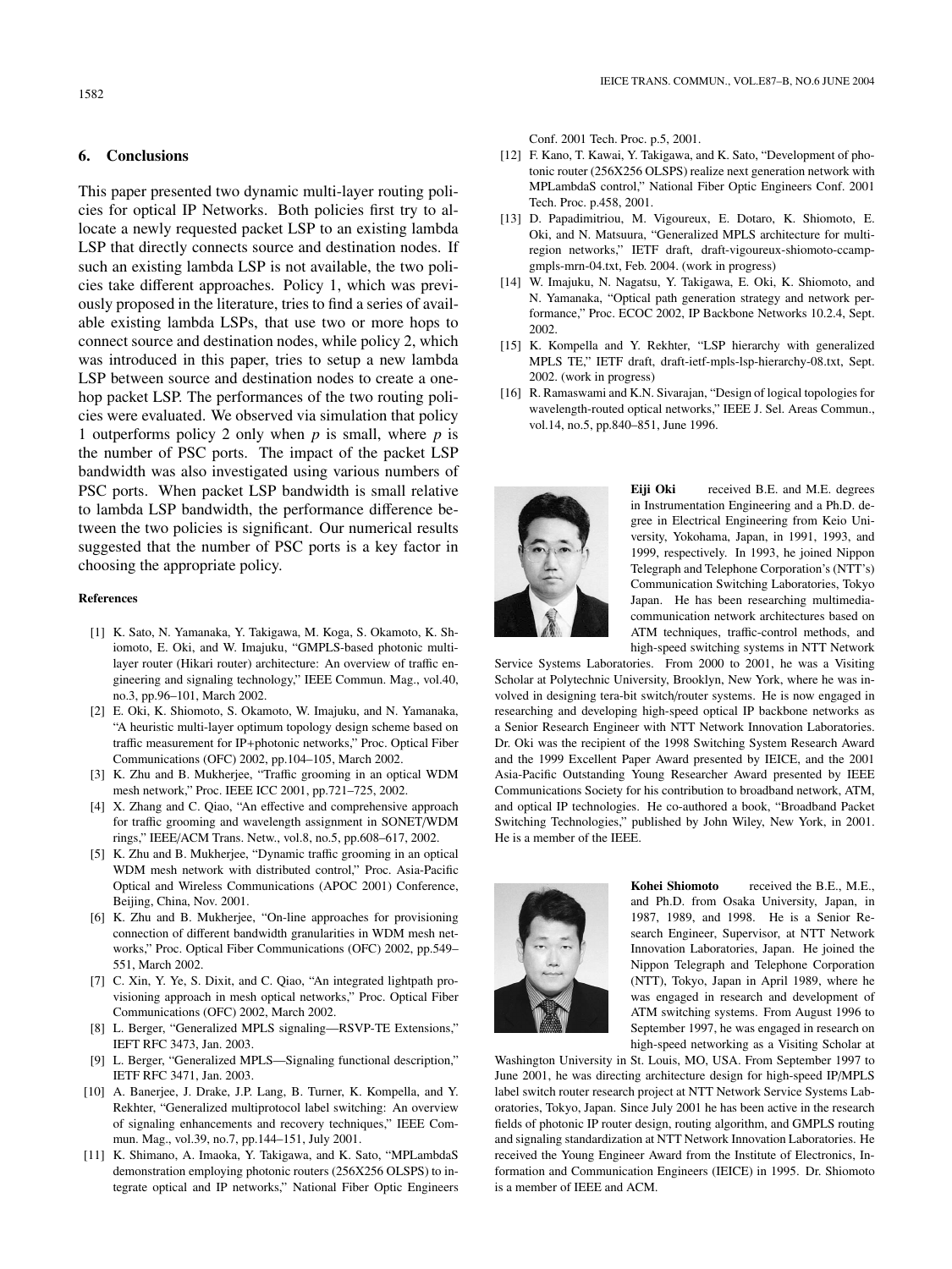## 6. Conclusions

This paper presented two dynamic multi-layer routing policies for optical IP Networks. Both policies first try to allocate a newly requested packet LSP to an existing lambda LSP that directly connects source and destination nodes. If such an existing lambda LSP is not available, the two policies take different approaches. Policy 1, which was previously proposed in the literature, tries to find a series of available existing lambda LSPs, that use two or more hops to connect source and destination nodes, while policy 2, which was introduced in this paper, tries to setup a new lambda LSP between source and destination nodes to create a one-hop packet LSP. The performances of the two routing policies were evaluated. We observed via simulation that policy 1 outperforms policy 2 only when $p$ is small, where $p$ is the number of PSC ports. The impact of the packet LSP bandwidth was also investigated using various numbers of PSC ports. When packet LSP bandwidth is small relative to lambda LSP bandwidth, the performance difference between the two policies is significant. Our numerical results suggested that the number of PSC ports is a key factor in choosing the appropriate policy.

### References

[1] K. Sato, N. Yamanaka, Y. Takigawa, M. Koga, S. Okamoto, K. Shiomoto, E. Oki, and W. Imajuku, "GMPLS-based photonic multilayer router (Hikari router) architecture: An overview of traffic engineering and signaling technology," IEEE Commun. Mag., vol.40, no.3, pp.96–101, March 2002.

[2] E. Oki, K. Shiomoto, S. Okamoto, W. Imajuku, and N. Yamanaka, "A heuristic multi-layer optimum topology design scheme based on traffic measurement for IP+photonic networks," Proc. Optical Fiber Communications (OFC) 2002, pp.104–105, March 2002.

[3] K. Zhu and B. Mukherjee, "Traffic grooming in an optical WDM mesh network," Proc. IEEE ICC 2001, pp.721–725, 2002.

[4] X. Zhang and C. Qiao, "An effective and comprehensive approach for traffic grooming and wavelength assignment in SONET/WDM rings," IEEE/ACM Trans. Netw., vol.8, no.5, pp.608–617, 2002.

[5] K. Zhu and B. Mukherjee, "Dynamic traffic grooming in an optical WDM mesh network with distributed control," Proc. Asia-Pacific Optical and Wireless Communications (APOC 2001) Conference, Beijing, China, Nov. 2001.

[6] K. Zhu and B. Mukherjee, "On-line approaches for provisioning connection of different bandwidth granularities in WDM mesh networks," Proc. Optical Fiber Communications (OFC) 2002, pp.549–551, March 2002.

[7] C. Xin, Y. Ye, S. Dixit, and C. Qiao, "An integrated lightpath provisioning approach in mesh optical networks," Proc. Optical Fiber Communications (OFC) 2002, March 2002.

[8] L. Berger, "Generalized MPLS signaling—RSVP-TE Extensions," IEFT RFC 3473, Jan. 2003.

[9] L. Berger, "Generalized MPLS—Signaling functional description," IETF RFC 3471, Jan. 2003.

[10] A. Banerjee, J. Drake, J.P. Lang, B. Turner, K. Kompella, and Y. Rekhter, "Generalized multiprotocol label switching: An overview of signaling enhancements and recovery techniques," IEEE Commun. Mag., vol.39, no.7, pp.144–151, July 2001.

[11] K. Shimano, A. Imaoka, Y. Takigawa, and K. Sato, "MPLambdaS demonstration employing photonic routers (256X256 OLSPS) to integrate optical and IP networks," National Fiber Optic Engineers Conf. 2001 Tech. Proc. p.5, 2001.

[12] F. Kano, T. Kawai, Y. Takigawa, and K. Sato, "Development of photonic router (256X256 OLSPS) realize next generation network with MPLambdaS control," National Fiber Optic Engineers Conf. 2001 Tech. Proc. p.458, 2001.

[13] D. Papadimitriou, M. Vigoureux, E. Dotaro, K. Shiomoto, E. Oki, and N. Matsuura, "Generalized MPLS architecture for multiregion networks," IETF draft, draft-vigoureux-shiomoto-ccamp-gmpls-mrn-04.txt, Feb. 2004. (work in progress)

[14] W. Imajuku, N. Nagatsu, Y. Takigawa, E. Oki, K. Shiomoto, and N. Yamanaka, "Optical path generation strategy and network performance," Proc. ECOC 2002, IP Backbone Networks 10.2.4, Sept. 2002.

[15] K. Kompella and Y. Rekhter, "LSP hierarchy with generalized MPLS TE," IETF draft, draft-ietf-mpls-lsp-hierarchy-08.txt, Sept. 2002. (work in progress)

[16] R. Ramaswami and K.N. Sivarajan, "Design of logical topologies for wavelength-routed optical networks," IEEE J. Sel. Areas Commun., vol.14, no.5, pp.840–851, June 1996.

**Eiji Oki** received B.E. and M.E. degrees in Instrumentation Engineering and a Ph.D. degree in Electrical Engineering from Keio University, Yokohama, Japan, in 1991, 1993, and 1999, respectively. In 1993, he joined Nippon Telegraph and Telephone Corporation's (NTT's) Communication Switching Laboratories, Tokyo Japan. He has been researching multimedia-communication network architectures based on ATM techniques, traffic-control methods, and high-speed switching systems in NTT Network Service Systems Laboratories. From 2000 to 2001, he was a Visiting Scholar at Polytechnic University, Brooklyn, New York, where he was involved in designing tera-bit switch/router systems. He is now engaged in researching and developing high-speed optical IP backbone networks as a Senior Research Engineer with NTT Network Innovation Laboratories. Dr. Oki was the recipient of the 1998 Switching System Research Award and the 1999 Excellent Paper Award presented by IEICE, and the 2001 Asia-Pacific Outstanding Young Researcher Award presented by IEEE Communications Society for his contribution to broadband network, ATM, and optical IP technologies. He co-authored a book, "Broadband Packet Switching Technologies," published by John Wiley, New York, in 2001. He is a member of the IEEE.

**Kohei Shiomoto** received the B.E., M.E., and Ph.D. from Osaka University, Japan, in 1987, 1989, and 1998. He is a Senior Research Engineer, Supervisor, at NTT Network Innovation Laboratories, Japan. He joined the Nippon Telegraph and Telephone Corporation (NTT), Tokyo, Japan in April 1989, where he was engaged in research and development of ATM switching systems. From August 1996 to September 1997, he was engaged in research on high-speed networking as a Visiting Scholar at Washington University in St. Louis, MO, USA. From September 1997 to June 2001, he was directing architecture design for high-speed IP/MPLS label switch router research project at NTT Network Service Systems Laboratories, Tokyo, Japan. Since July 2001 he has been active in the research fields of photonic IP router design, routing algorithm, and GMPLS routing and signaling standardization at NTT Network Innovation Laboratories. He received the Young Engineer Award from the Institute of Electronics, Information and Communication Engineers (IEICE) in 1995. Dr. Shiomoto is a member of IEEE and ACM.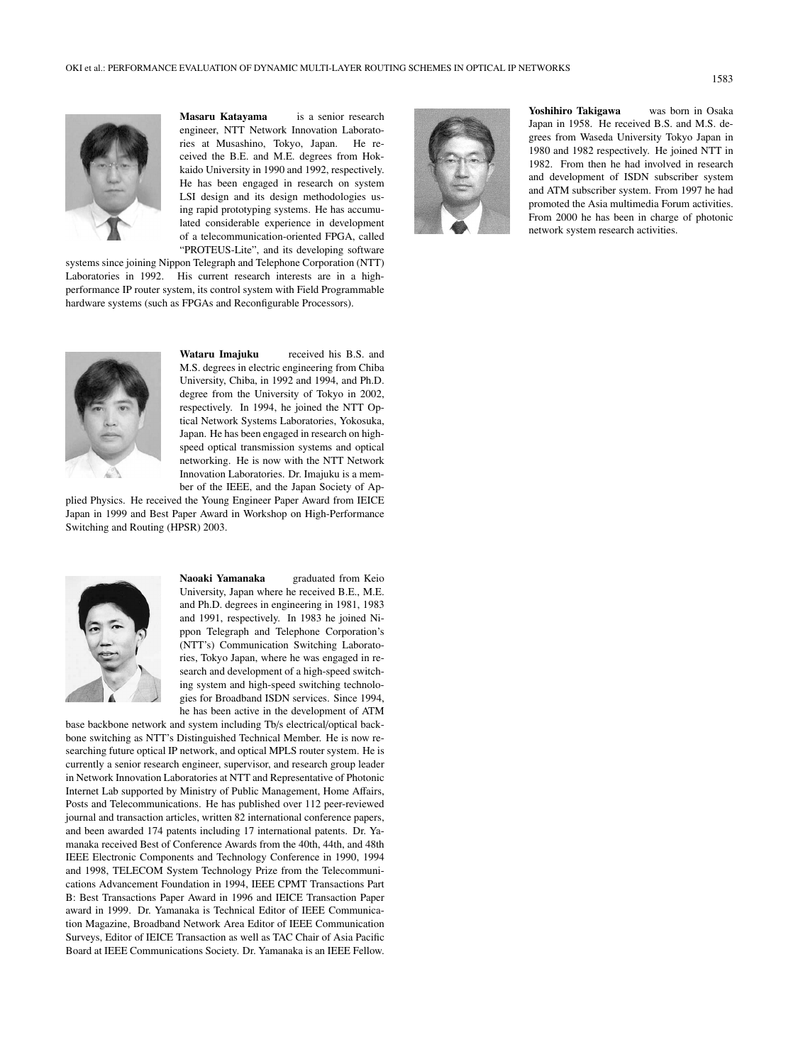**Masaru Katayama** is a senior research engineer, NTT Network Innovation Laboratories at Musashino, Tokyo, Japan. He received the B.E. and M.E. degrees from Hokkaido University in 1990 and 1992, respectively. He has been engaged in research on system LSI design and its design methodologies using rapid prototyping systems. He has accumulated considerable experience in development of a telecommunication-oriented FPGA, called "PROTEUS-Lite", and its developing software systems since joining Nippon Telegraph and Telephone Corporation (NTT) Laboratories in 1992. His current research interests are in a high-performance IP router system, its control system with Field Programmable hardware systems (such as FPGAs and Reconfigurable Processors).

**Wataru Imajuku** received his B.S. and M.S. degrees in electric engineering from Chiba University, Chiba, in 1992 and 1994, and Ph.D. degree from the University of Tokyo in 2002, respectively. In 1994, he joined the NTT Optical Network Systems Laboratories, Yokosuka, Japan. He has been engaged in research on high-speed optical transmission systems and optical networking. He is now with the NTT Network Innovation Laboratories. Dr. Imajuku is a member of the IEEE, and the Japan Society of Applied Physics. He received the Young Engineer Paper Award from IEICE Japan in 1999 and Best Paper Award in Workshop on High-Performance Switching and Routing (HPSR) 2003.

**Naoaki Yamanaka** graduated from Keio University, Japan where he received B.E., M.E. and Ph.D. degrees in engineering in 1981, 1983 and 1991, respectively. In 1983 he joined Nippon Telegraph and Telephone Corporation's (NTT's) Communication Switching Laboratories, Tokyo Japan, where he was engaged in research and development of a high-speed switching system and high-speed switching technologies for Broadband ISDN services. Since 1994, he has been active in the development of ATM base backbone network and system including Tb/s electrical/optical backbone switching as NTT's Distinguished Technical Member. He is now researching future optical IP network, and optical MPLS router system. He is currently a senior research engineer, supervisor, and research group leader in Network Innovation Laboratories at NTT and Representative of Photonic Internet Lab supported by Ministry of Public Management, Home Affairs, Posts and Telecommunications. He has published over 112 peer-reviewed journal and transaction articles, written 82 international conference papers, and been awarded 174 patents including 17 international patents. Dr. Yamanaka received Best of Conference Awards from the 40th, 44th, and 48th IEEE Electronic Components and Technology Conference in 1990, 1994 and 1998, TELECOM System Technology Prize from the Telecommunications Advancement Foundation in 1994, IEEE CPMT Transactions Part B: Best Transactions Paper Award in 1996 and IEICE Transaction Paper award in 1999. Dr. Yamanaka is Technical Editor of IEEE Communication Magazine, Broadband Network Area Editor of IEEE Communication Surveys, Editor of IEICE Transaction as well as TAC Chair of Asia Pacific Board at IEEE Communications Society. Dr. Yamanaka is an IEEE Fellow.

**Yoshihiro Takigawa** was born in Osaka Japan in 1958. He received B.S. and M.S. degrees from Waseda University Tokyo Japan in 1980 and 1982 respectively. He joined NTT in 1982. From then he had involved in research and development of ISDN subscriber system and ATM subscriber system. From 1997 he had promoted the Asia multimedia Forum activities. From 2000 he has been in charge of photonic network system research activities.